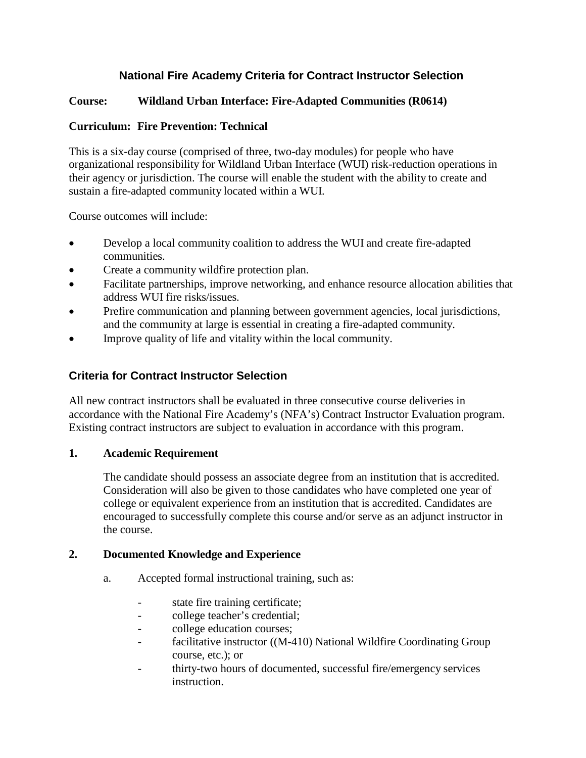# National Fire Academy Criteria for Contract Instructor Selection

**Course: Wildland Urban Interface: Fire-Adapted Communities (R0614)**

**Curriculum: Fire Prevention: Technical**

This is a six-day course (comprised of three, two-day modules) for people who have organizational responsibility for Wildland Urban Interface (WUI) risk-reduction operations in their agency or jurisdiction. The course will enable the student with the ability to create and sustain a fire-adapted community located within a WUI.

Course outcomes will include:

- Develop a local community coalition to address the WUI and create fire-adapted communities.
- Create a community wildfire protection plan.
- Facilitate partnerships, improve networking, and enhance resource allocation abilities that address WUI fire risks/issues.
- Prefire communication and planning between government agencies, local jurisdictions, and the community at large is essential in creating a fire-adapted community.
- Improve quality of life and vitality within the local community.

## Criteria for Contract Instructor Selection

All new contract instructors shall be evaluated in three consecutive course deliveries in accordance with the National Fire Academy's (NFA's) Contract Instructor Evaluation program. Existing contract instructors are subject to evaluation in accordance with this program.

**1. Academic Requirement**

The candidate should possess an associate degree from an institution that is accredited. Consideration will also be given to those candidates who have completed one year of college or equivalent experience from an institution that is accredited. Candidates are encouraged to successfully complete this course and/or serve as an adjunct instructor in the course.

**2. Documented Knowledge and Experience**

a. Accepted formal instructional training, such as:

- state fire training certificate;
- college teacher's credential;
- college education courses;
- facilitative instructor ((M-410) National Wildfire Coordinating Group course, etc.); or
- thirty-two hours of documented, successful fire/emergency services instruction.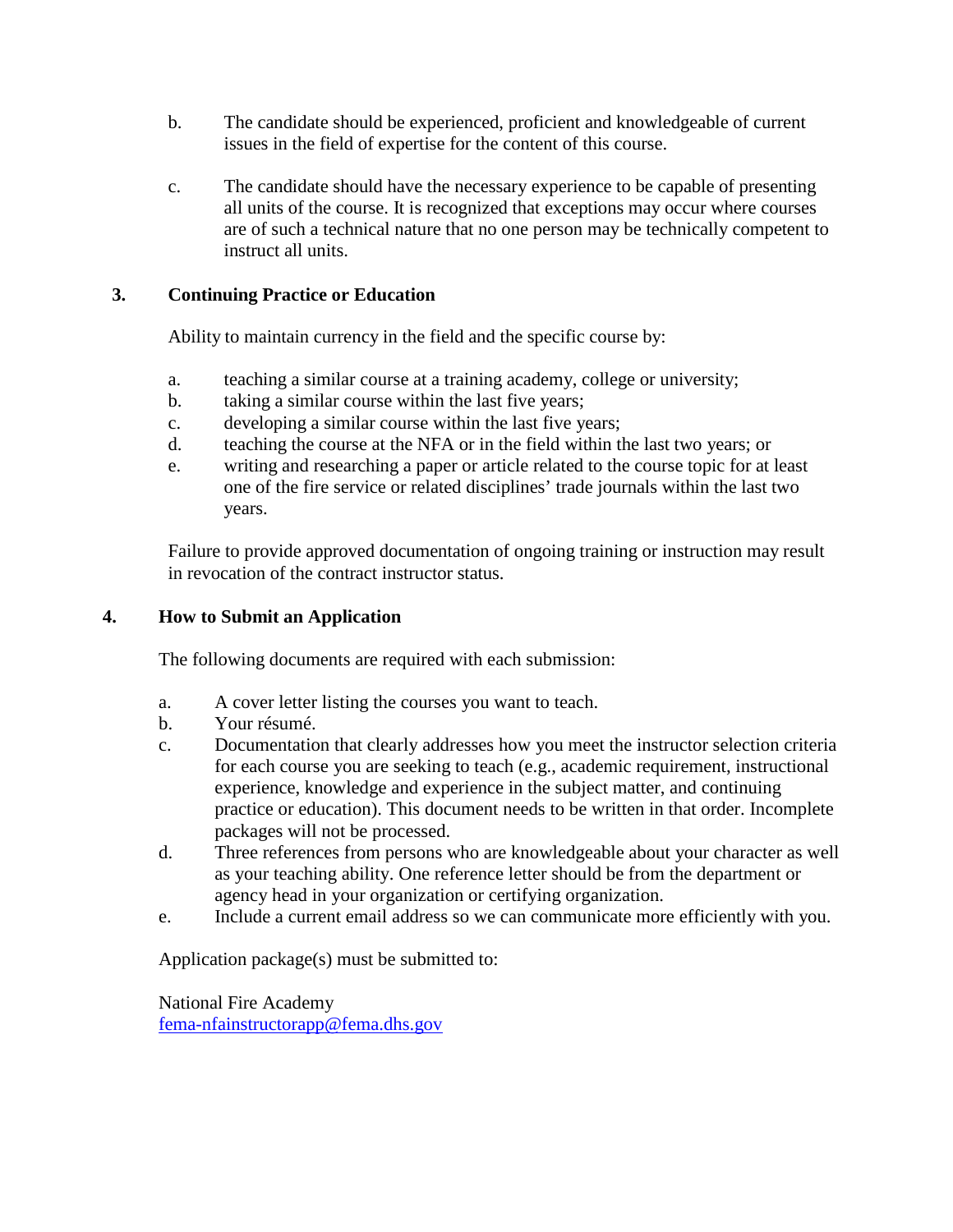b. The candidate should be experienced, proficient and knowledgeable of current issues in the field of expertise for the content of this course.

c. The candidate should have the necessary experience to be capable of presenting all units of the course. It is recognized that exceptions may occur where courses are of such a technical nature that no one person may be technically competent to instruct all units.

## 3. Continuing Practice or Education

Ability to maintain currency in the field and the specific course by:

a. teaching a similar course at a training academy, college or university;
b. taking a similar course within the last five years;
c. developing a similar course within the last five years;
d. teaching the course at the NFA or in the field within the last two years; or
e. writing and researching a paper or article related to the course topic for at least one of the fire service or related disciplines' trade journals within the last two years.

Failure to provide approved documentation of ongoing training or instruction may result in revocation of the contract instructor status.

## 4. How to Submit an Application

The following documents are required with each submission:

a. A cover letter listing the courses you want to teach.
b. Your résumé.
c. Documentation that clearly addresses how you meet the instructor selection criteria for each course you are seeking to teach (e.g., academic requirement, instructional experience, knowledge and experience in the subject matter, and continuing practice or education). This document needs to be written in that order. Incomplete packages will not be processed.
d. Three references from persons who are knowledgeable about your character as well as your teaching ability. One reference letter should be from the department or agency head in your organization or certifying organization.
e. Include a current email address so we can communicate more efficiently with you.

Application package(s) must be submitted to:

National Fire Academy
fema-nfainstructorapp@fema.dhs.gov